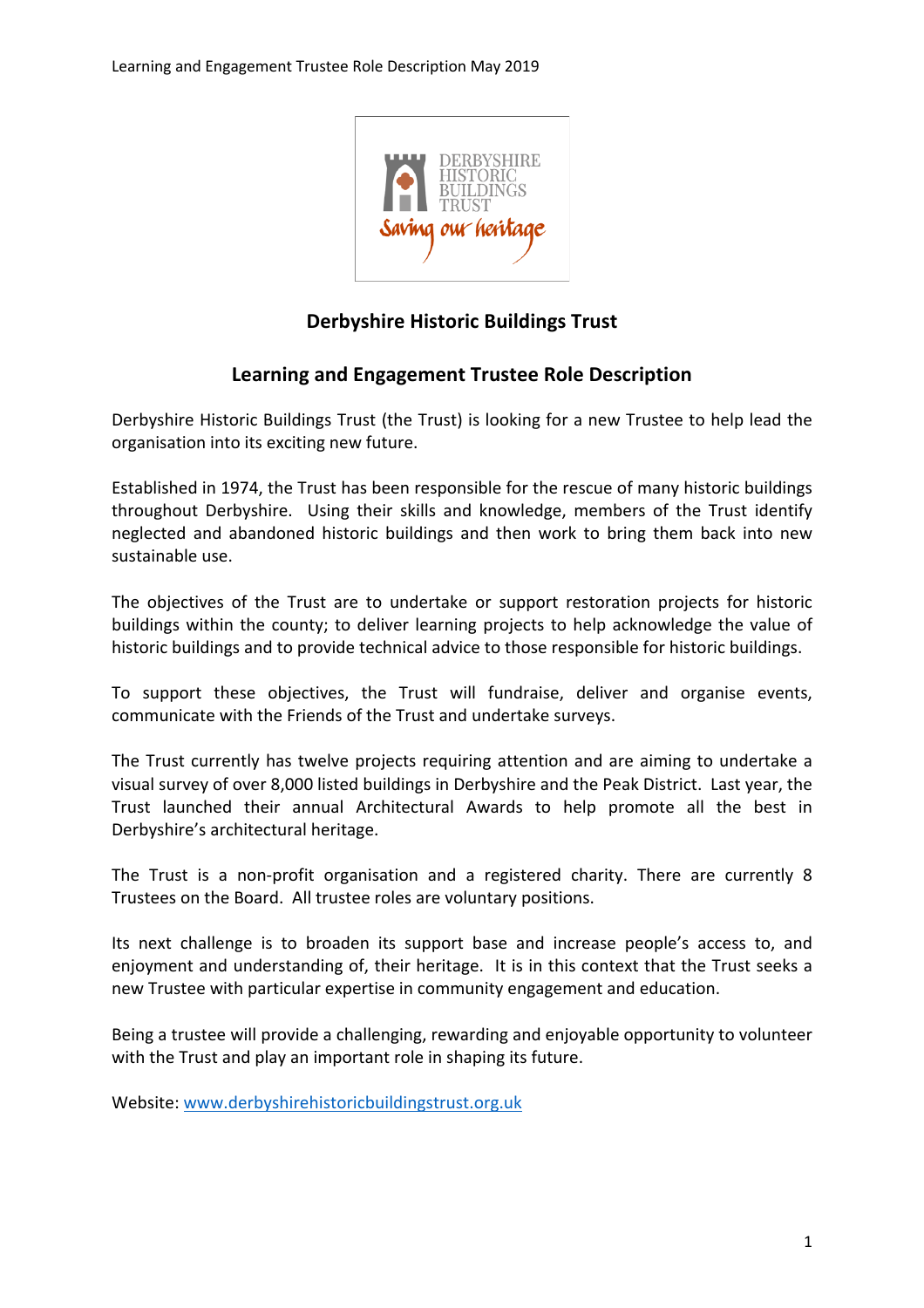# Derbyshire Historic Buildings Trust

## Learning and Engagement Trustee Role Description

Derbyshire Historic Buildings Trust (the Trust) is looking for a new Trustee to help lead the organisation into its exciting new future.

Established in 1974, the Trust has been responsible for the rescue of many historic buildings throughout Derbyshire. Using their skills and knowledge, members of the Trust identify neglected and abandoned historic buildings and then work to bring them back into new sustainable use.

The objectives of the Trust are to undertake or support restoration projects for historic buildings within the county; to deliver learning projects to help acknowledge the value of historic buildings and to provide technical advice to those responsible for historic buildings.

To support these objectives, the Trust will fundraise, deliver and organise events, communicate with the Friends of the Trust and undertake surveys.

The Trust currently has twelve projects requiring attention and are aiming to undertake a visual survey of over 8,000 listed buildings in Derbyshire and the Peak District. Last year, the Trust launched their annual Architectural Awards to help promote all the best in Derbyshire's architectural heritage.

The Trust is a non-profit organisation and a registered charity. There are currently 8 Trustees on the Board. All trustee roles are voluntary positions.

Its next challenge is to broaden its support base and increase people's access to, and enjoyment and understanding of, their heritage. It is in this context that the Trust seeks a new Trustee with particular expertise in community engagement and education.

Being a trustee will provide a challenging, rewarding and enjoyable opportunity to volunteer with the Trust and play an important role in shaping its future.

Website: [www.derbyshirehistoricbuildingstrust.org.uk](http://www.derbyshirehistoricbuildingstrust.org.uk)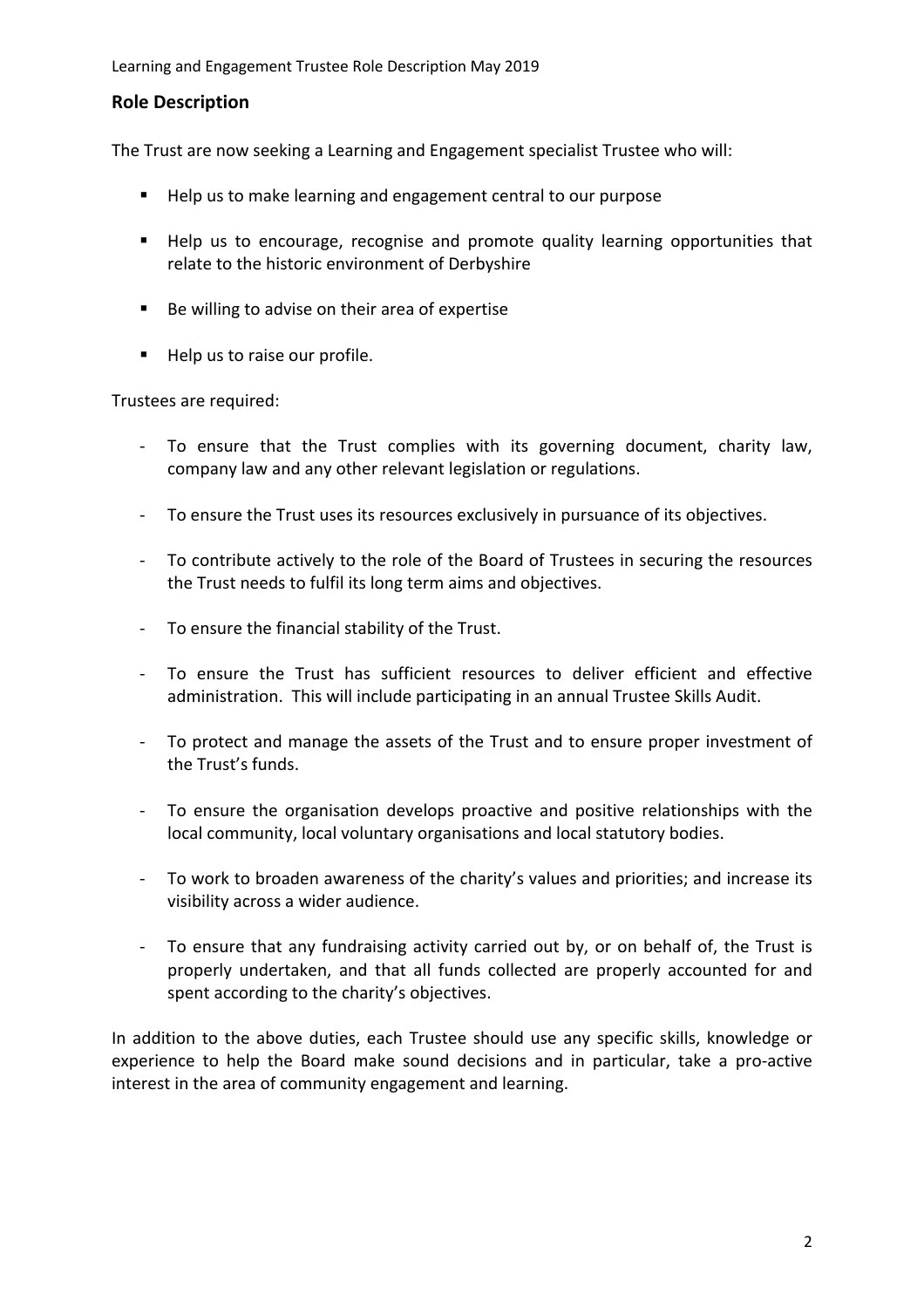## Role Description

The Trust are now seeking a Learning and Engagement specialist Trustee who will:

- Help us to make learning and engagement central to our purpose
- Help us to encourage, recognise and promote quality learning opportunities that relate to the historic environment of Derbyshire
- Be willing to advise on their area of expertise
- Help us to raise our profile.

Trustees are required:

- To ensure that the Trust complies with its governing document, charity law, company law and any other relevant legislation or regulations.
- To ensure the Trust uses its resources exclusively in pursuance of its objectives.
- To contribute actively to the role of the Board of Trustees in securing the resources the Trust needs to fulfil its long term aims and objectives.
- To ensure the financial stability of the Trust.
- To ensure the Trust has sufficient resources to deliver efficient and effective administration. This will include participating in an annual Trustee Skills Audit.
- To protect and manage the assets of the Trust and to ensure proper investment of the Trust's funds.
- To ensure the organisation develops proactive and positive relationships with the local community, local voluntary organisations and local statutory bodies.
- To work to broaden awareness of the charity's values and priorities; and increase its visibility across a wider audience.
- To ensure that any fundraising activity carried out by, or on behalf of, the Trust is properly undertaken, and that all funds collected are properly accounted for and spent according to the charity's objectives.

In addition to the above duties, each Trustee should use any specific skills, knowledge or experience to help the Board make sound decisions and in particular, take a pro-active interest in the area of community engagement and learning.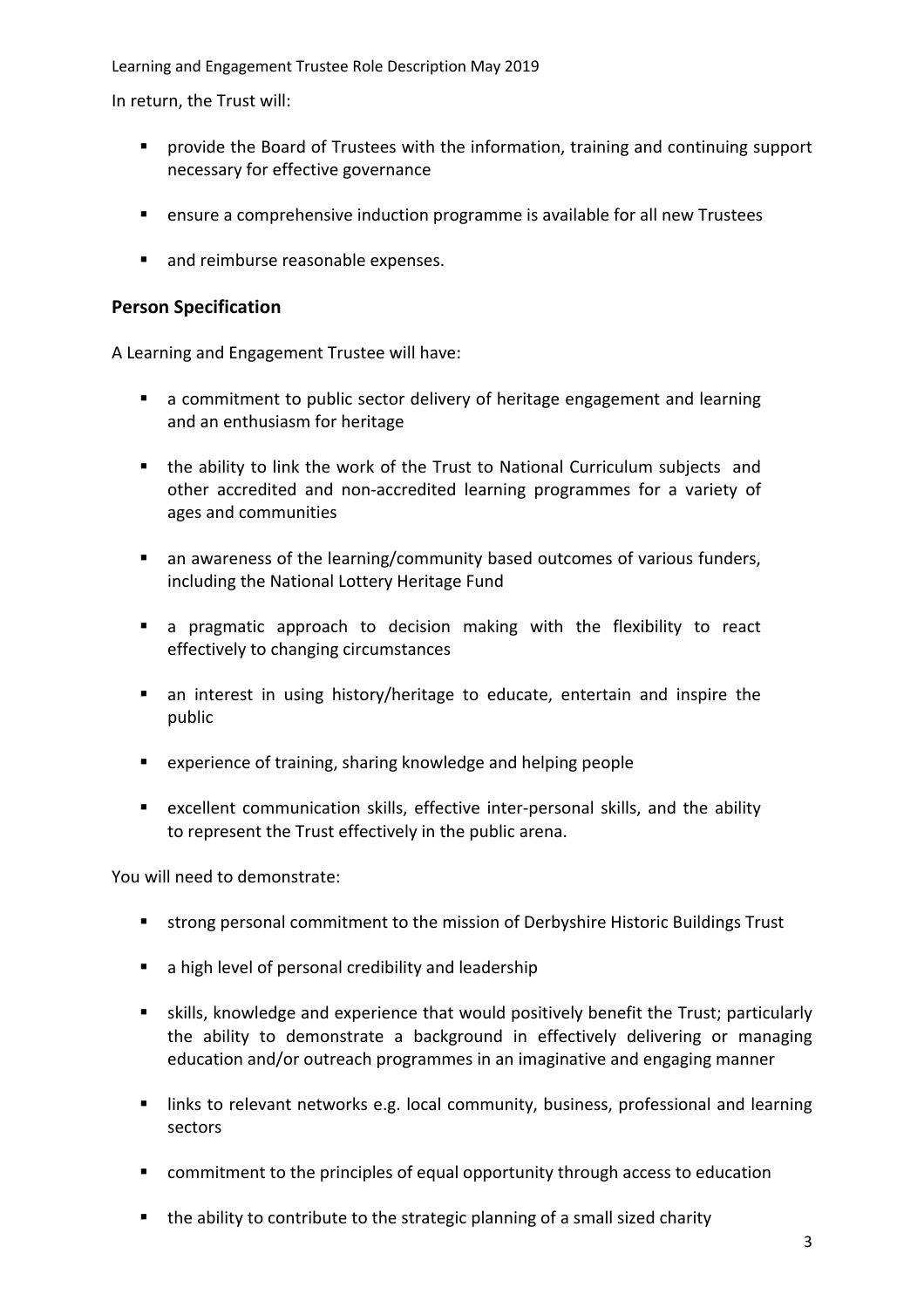In return, the Trust will:

- provide the Board of Trustees with the information, training and continuing support necessary for effective governance
- ensure a comprehensive induction programme is available for all new Trustees
- and reimburse reasonable expenses.

## Person Specification

A Learning and Engagement Trustee will have:

- a commitment to public sector delivery of heritage engagement and learning and an enthusiasm for heritage
- the ability to link the work of the Trust to National Curriculum subjects and other accredited and non-accredited learning programmes for a variety of ages and communities
- an awareness of the learning/community based outcomes of various funders, including the National Lottery Heritage Fund
- a pragmatic approach to decision making with the flexibility to react effectively to changing circumstances
- an interest in using history/heritage to educate, entertain and inspire the public
- experience of training, sharing knowledge and helping people
- excellent communication skills, effective inter-personal skills, and the ability to represent the Trust effectively in the public arena.

You will need to demonstrate:

- strong personal commitment to the mission of Derbyshire Historic Buildings Trust
- a high level of personal credibility and leadership
- skills, knowledge and experience that would positively benefit the Trust; particularly the ability to demonstrate a background in effectively delivering or managing education and/or outreach programmes in an imaginative and engaging manner
- links to relevant networks e.g. local community, business, professional and learning sectors
- commitment to the principles of equal opportunity through access to education
- the ability to contribute to the strategic planning of a small sized charity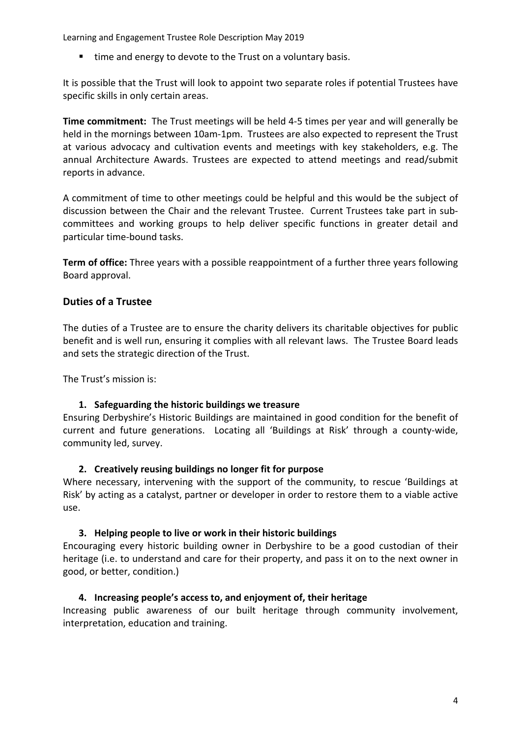- time and energy to devote to the Trust on a voluntary basis.

It is possible that the Trust will look to appoint two separate roles if potential Trustees have specific skills in only certain areas.

**Time commitment:** The Trust meetings will be held 4-5 times per year and will generally be held in the mornings between 10am-1pm. Trustees are also expected to represent the Trust at various advocacy and cultivation events and meetings with key stakeholders, e.g. The annual Architecture Awards. Trustees are expected to attend meetings and read/submit reports in advance.

A commitment of time to other meetings could be helpful and this would be the subject of discussion between the Chair and the relevant Trustee. Current Trustees take part in sub-committees and working groups to help deliver specific functions in greater detail and particular time-bound tasks.

**Term of office:** Three years with a possible reappointment of a further three years following Board approval.

## Duties of a Trustee

The duties of a Trustee are to ensure the charity delivers its charitable objectives for public benefit and is well run, ensuring it complies with all relevant laws. The Trustee Board leads and sets the strategic direction of the Trust.

The Trust's mission is:

1. **Safeguarding the historic buildings we treasure**

Ensuring Derbyshire's Historic Buildings are maintained in good condition for the benefit of current and future generations. Locating all 'Buildings at Risk' through a county-wide, community led, survey.

2. **Creatively reusing buildings no longer fit for purpose**

Where necessary, intervening with the support of the community, to rescue 'Buildings at Risk' by acting as a catalyst, partner or developer in order to restore them to a viable active use.

3. **Helping people to live or work in their historic buildings**

Encouraging every historic building owner in Derbyshire to be a good custodian of their heritage (i.e. to understand and care for their property, and pass it on to the next owner in good, or better, condition.)

4. **Increasing people's access to, and enjoyment of, their heritage**

Increasing public awareness of our built heritage through community involvement, interpretation, education and training.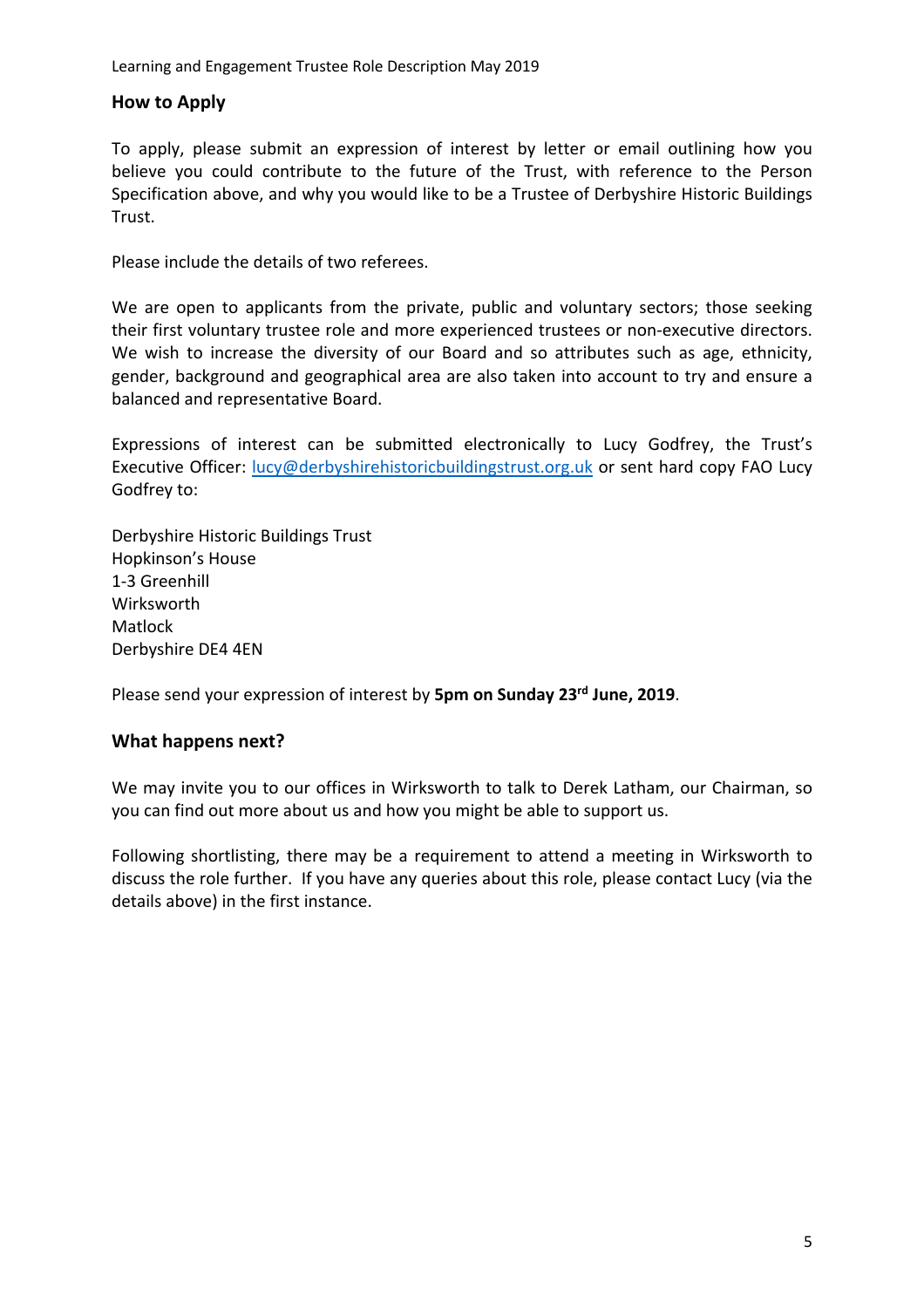## How to Apply

To apply, please submit an expression of interest by letter or email outlining how you believe you could contribute to the future of the Trust, with reference to the Person Specification above, and why you would like to be a Trustee of Derbyshire Historic Buildings Trust.

Please include the details of two referees.

We are open to applicants from the private, public and voluntary sectors; those seeking their first voluntary trustee role and more experienced trustees or non-executive directors. We wish to increase the diversity of our Board and so attributes such as age, ethnicity, gender, background and geographical area are also taken into account to try and ensure a balanced and representative Board.

Expressions of interest can be submitted electronically to Lucy Godfrey, the Trust's Executive Officer: lucy@derbyshirehistoricbuildingstrust.org.uk or sent hard copy FAO Lucy Godfrey to:

Derbyshire Historic Buildings Trust
Hopkinson's House
1-3 Greenhill
Wirksworth
Matlock
Derbyshire DE4 4EN

Please send your expression of interest by **5pm on Sunday 23rd June, 2019**.

## What happens next?

We may invite you to our offices in Wirksworth to talk to Derek Latham, our Chairman, so you can find out more about us and how you might be able to support us.

Following shortlisting, there may be a requirement to attend a meeting in Wirksworth to discuss the role further. If you have any queries about this role, please contact Lucy (via the details above) in the first instance.